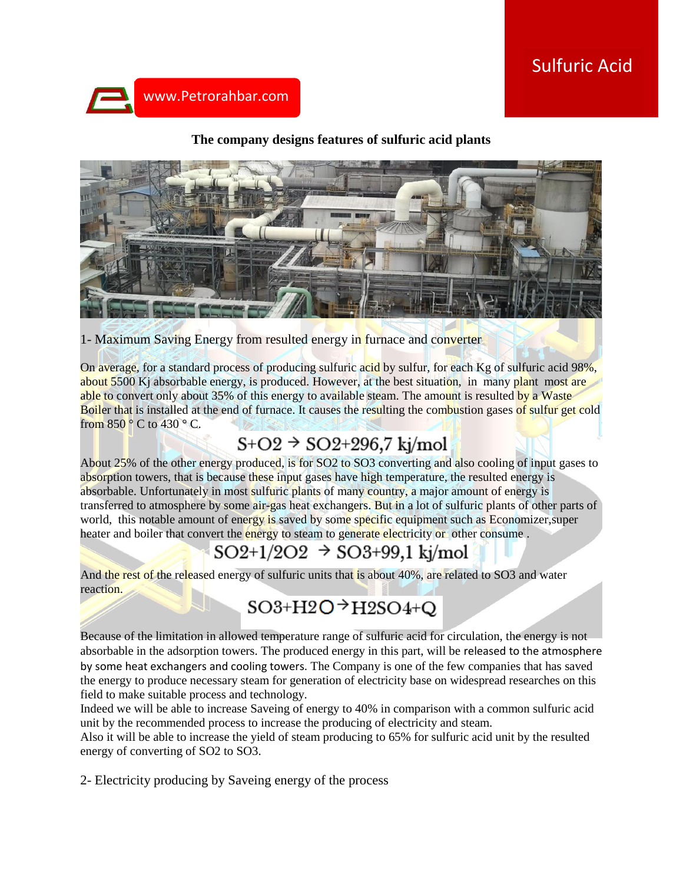Sulfuric Acid

www.Petrorahbar.com

**The company designs features of sulfuric acid plants**

1- Maximum Saving Energy from resulted energy in furnace and converter

On average, for a standard process of producing sulfuric acid by sulfur, for each Kg of sulfuric acid 98%, about 5500 Kj absorbable energy, is produced. However, at the best situation, in many plant most are able to convert only about 35% of this energy to available steam. The amount is resulted by a Waste Boiler that is installed at the end of furnace. It causes the resulting the combustion gases of sulfur get cold from 850 ° C to 430 ° C.

$$S+O_2 \rightarrow SO_2+296,7 \text{ kj/mol}$$

About 25% of the other energy produced, is for SO2 to SO3 converting and also cooling of input gases to absorption towers, that is because these input gases have high temperature, the resulted energy is absorbable. Unfortunately in most sulfuric plants of many country, a major amount of energy is transferred to atmosphere by some air-gas heat exchangers. But in a lot of sulfuric plants of other parts of world, this notable amount of energy is saved by some specific equipment such as Economizer,super heater and boiler that convert the energy to steam to generate electricity or other consume .

$$SO_2+1/2O_2 \rightarrow SO_3+99,1 \text{ kj/mol}$$

And the rest of the released energy of sulfuric units that is about 40%, are related to SO3 and water reaction.

$$SO_3+H_2O \rightarrow H_2SO_4+Q$$

Because of the limitation in allowed temperature range of sulfuric acid for circulation, the energy is not absorbable in the adsorption towers. The produced energy in this part, will be released to the atmosphere by some heat exchangers and cooling towers. The Company is one of the few companies that has saved the energy to produce necessary steam for generation of electricity base on widespread researches on this field to make suitable process and technology.

Indeed we will be able to increase Saveing of energy to 40% in comparison with a common sulfuric acid unit by the recommended process to increase the producing of electricity and steam.

Also it will be able to increase the yield of steam producing to 65% for sulfuric acid unit by the resulted energy of converting of SO2 to SO3.

2- Electricity producing by Saveing energy of the process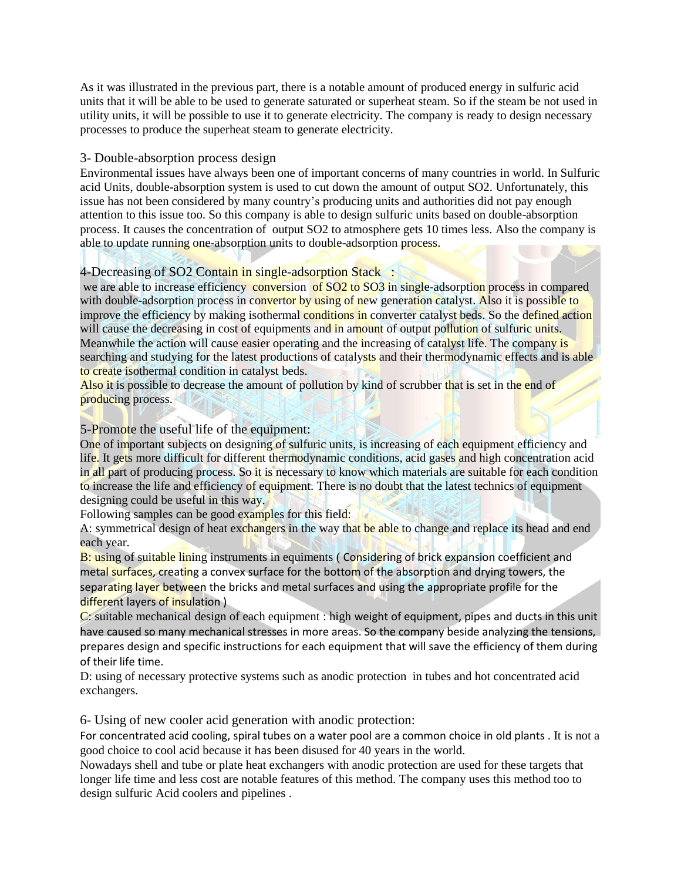As it was illustrated in the previous part, there is a notable amount of produced energy in sulfuric acid units that it will be able to be used to generate saturated or superheat steam. So if the steam be not used in utility units, it will be possible to use it to generate electricity. The company is ready to design necessary processes to produce the superheat steam to generate electricity.

## 3- Double-absorption process design

Environmental issues have always been one of important concerns of many countries in world. In Sulfuric acid Units, double-absorption system is used to cut down the amount of output $SO_2$. Unfortunately, this issue has not been considered by many country's producing units and authorities did not pay enough attention to this issue too. So this company is able to design sulfuric units based on double-absorption process. It causes the concentration of output $SO_2$ to atmosphere gets 10 times less. Also the company is able to update running one-absorption units to double-adsorption process.

## 4-Decreasing of SO2 Contain in single-adsorption Stack :

we are able to increase efficiency conversion of $SO_2$ to $SO_3$ in single-adsorption process in compared with double-adsorption process in convertor by using of new generation catalyst. Also it is possible to improve the efficiency by making isothermal conditions in converter catalyst beds. So the defined action will cause the decreasing in cost of equipments and in amount of output pollution of sulfuric units. Meanwhile the action will cause easier operating and the increasing of catalyst life. The company is searching and studying for the latest productions of catalysts and their thermodynamic effects and is able to create isothermal condition in catalyst beds.

Also it is possible to decrease the amount of pollution by kind of scrubber that is set in the end of producing process.

## 5-Promote the useful life of the equipment:

One of important subjects on designing of sulfuric units, is increasing of each equipment efficiency and life. It gets more difficult for different thermodynamic conditions, acid gases and high concentration acid in all part of producing process. So it is necessary to know which materials are suitable for each condition to increase the life and efficiency of equipment. There is no doubt that the latest technics of equipment designing could be useful in this way.

Following samples can be good examples for this field:

A: symmetrical design of heat exchangers in the way that be able to change and replace its head and end each year.

B: using of suitable lining instruments in equiments ( Considering of brick expansion coefficient and metal surfaces, creating a convex surface for the bottom of the absorption and drying towers, the separating layer between the bricks and metal surfaces and using the appropriate profile for the different layers of insulation )

C: suitable mechanical design of each equipment : high weight of equipment, pipes and ducts in this unit have caused so many mechanical stresses in more areas. So the company beside analyzing the tensions, prepares design and specific instructions for each equipment that will save the efficiency of them during of their life time.

D: using of necessary protective systems such as anodic protection in tubes and hot concentrated acid exchangers.

## 6- Using of new cooler acid generation with anodic protection:

For concentrated acid cooling, spiral tubes on a water pool are a common choice in old plants . It is not a good choice to cool acid because it has been disused for 40 years in the world.

Nowadays shell and tube or plate heat exchangers with anodic protection are used for these targets that longer life time and less cost are notable features of this method. The company uses this method too to design sulfuric Acid coolers and pipelines .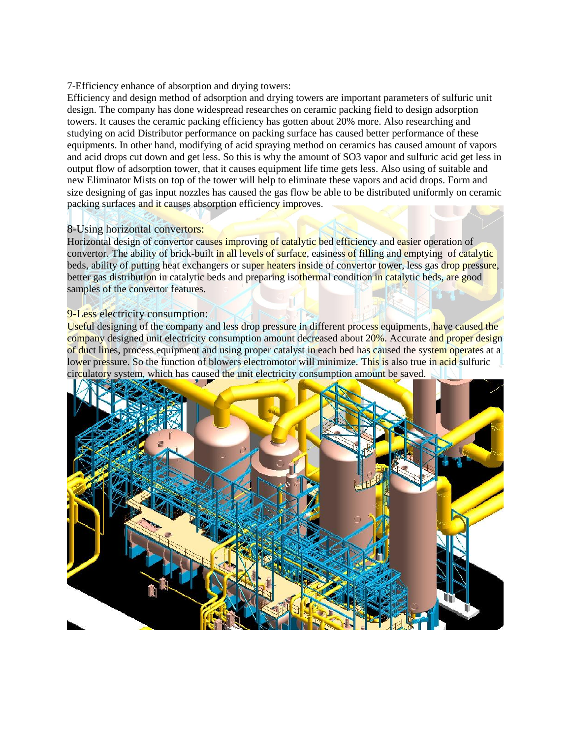7-Efficiency enhance of absorption and drying towers:

Efficiency and design method of adsorption and drying towers are important parameters of sulfuric unit design. The company has done widespread researches on ceramic packing field to design adsorption towers. It causes the ceramic packing efficiency has gotten about 20% more. Also researching and studying on acid Distributor performance on packing surface has caused better performance of these equipments. In other hand, modifying of acid spraying method on ceramics has caused amount of vapors and acid drops cut down and get less. So this is why the amount of $SO_3$ vapor and sulfuric acid get less in output flow of adsorption tower, that it causes equipment life time gets less. Also using of suitable and new Eliminator Mists on top of the tower will help to eliminate these vapors and acid drops. Form and size designing of gas input nozzles has caused the gas flow be able to be distributed uniformly on ceramic packing surfaces and it causes absorption efficiency improves.

8-Using horizontal convertors:

Horizontal design of convertor causes improving of catalytic bed efficiency and easier operation of convertor. The ability of brick-built in all levels of surface, easiness of filling and emptying of catalytic beds, ability of putting heat exchangers or super heaters inside of convertor tower, less gas drop pressure, better gas distribution in catalytic beds and preparing isothermal condition in catalytic beds, are good samples of the convertor features.

9-Less electricity consumption:

Useful designing of the company and less drop pressure in different process equipments, have caused the company designed unit electricity consumption amount decreased about 20%. Accurate and proper design of duct lines, process equipment and using proper catalyst in each bed has caused the system operates at a lower pressure. So the function of blowers electromotor will minimize. This is also true in acid sulfuric circulatory system, which has caused the unit electricity consumption amount be saved.